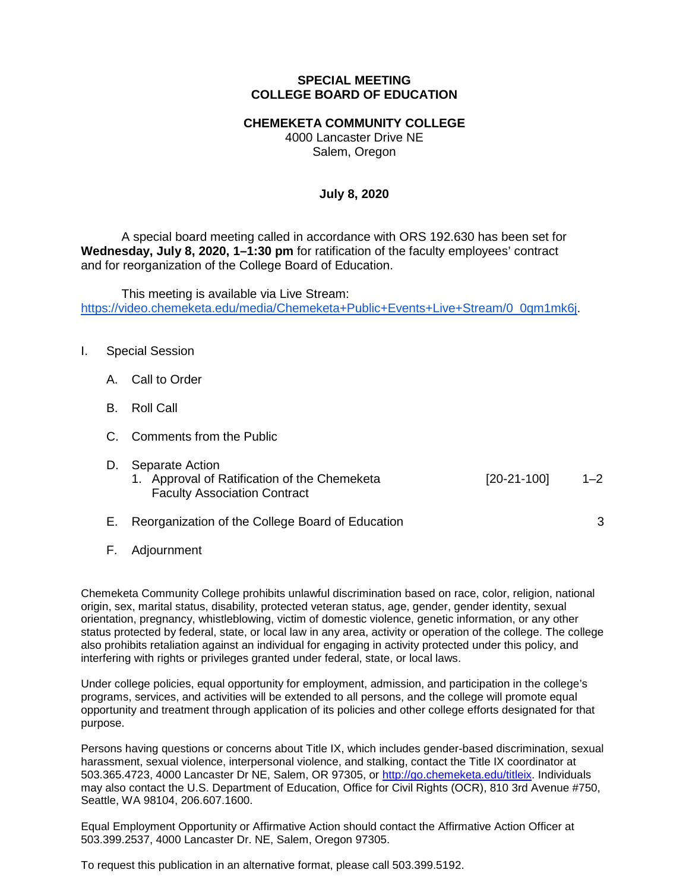# SPECIAL MEETING
# COLLEGE BOARD OF EDUCATION

## CHEMEKETA COMMUNITY COLLEGE

4000 Lancaster Drive NE
Salem, Oregon

**July 8, 2020**

A special board meeting called in accordance with ORS 192.630 has been set for **Wednesday, July 8, 2020, 1–1:30 pm** for ratification of the faculty employees' contract and for reorganization of the College Board of Education.

This meeting is available via Live Stream: https://video.chemeketa.edu/media/Chemeketa+Public+Events+Live+Stream/0_0qm1mk6j.

I. Special Session

   A. Call to Order

   B. Roll Call

   C. Comments from the Public

   D. Separate Action
      1. Approval of Ratification of the Chemeketa Faculty Association Contract [20-21-100] 1–2

   E. Reorganization of the College Board of Education 3

   F. Adjournment

Chemeketa Community College prohibits unlawful discrimination based on race, color, religion, national origin, sex, marital status, disability, protected veteran status, age, gender, gender identity, sexual orientation, pregnancy, whistleblowing, victim of domestic violence, genetic information, or any other status protected by federal, state, or local law in any area, activity or operation of the college. The college also prohibits retaliation against an individual for engaging in activity protected under this policy, and interfering with rights or privileges granted under federal, state, or local laws.

Under college policies, equal opportunity for employment, admission, and participation in the college's programs, services, and activities will be extended to all persons, and the college will promote equal opportunity and treatment through application of its policies and other college efforts designated for that purpose.

Persons having questions or concerns about Title IX, which includes gender-based discrimination, sexual harassment, sexual violence, interpersonal violence, and stalking, contact the Title IX coordinator at 503.365.4723, 4000 Lancaster Dr NE, Salem, OR 97305, or http://go.chemeketa.edu/titleix. Individuals may also contact the U.S. Department of Education, Office for Civil Rights (OCR), 810 3rd Avenue #750, Seattle, WA 98104, 206.607.1600.

Equal Employment Opportunity or Affirmative Action should contact the Affirmative Action Officer at 503.399.2537, 4000 Lancaster Dr. NE, Salem, Oregon 97305.

To request this publication in an alternative format, please call 503.399.5192.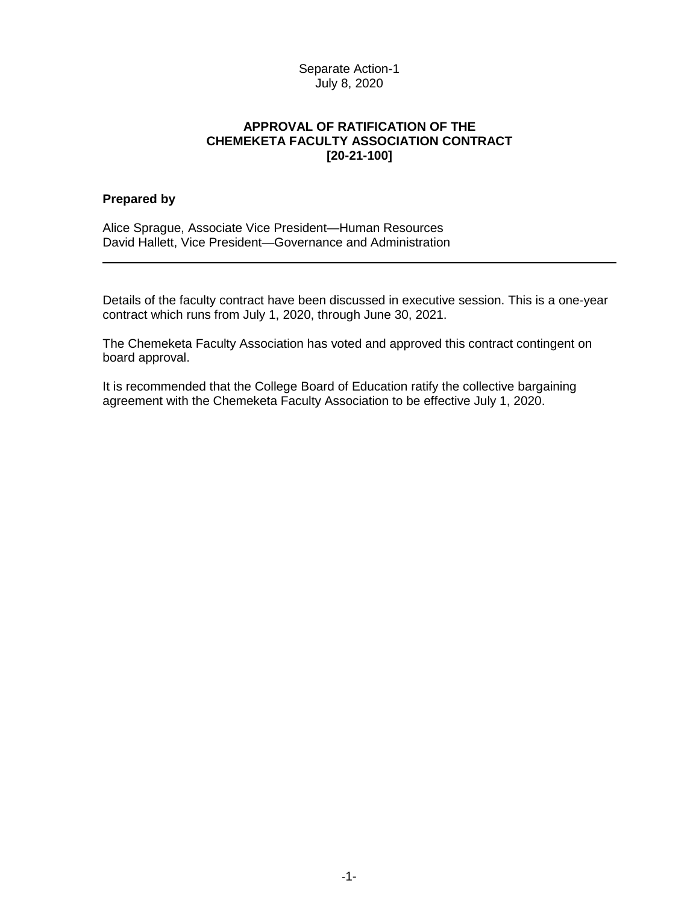Separate Action-1
July 8, 2020

# APPROVAL OF RATIFICATION OF THE CHEMEKETA FACULTY ASSOCIATION CONTRACT [20-21-100]

**Prepared by**

Alice Sprague, Associate Vice President—Human Resources
David Hallett, Vice President—Governance and Administration

---

Details of the faculty contract have been discussed in executive session. This is a one-year contract which runs from July 1, 2020, through June 30, 2021.

The Chemeketa Faculty Association has voted and approved this contract contingent on board approval.

It is recommended that the College Board of Education ratify the collective bargaining agreement with the Chemeketa Faculty Association to be effective July 1, 2020.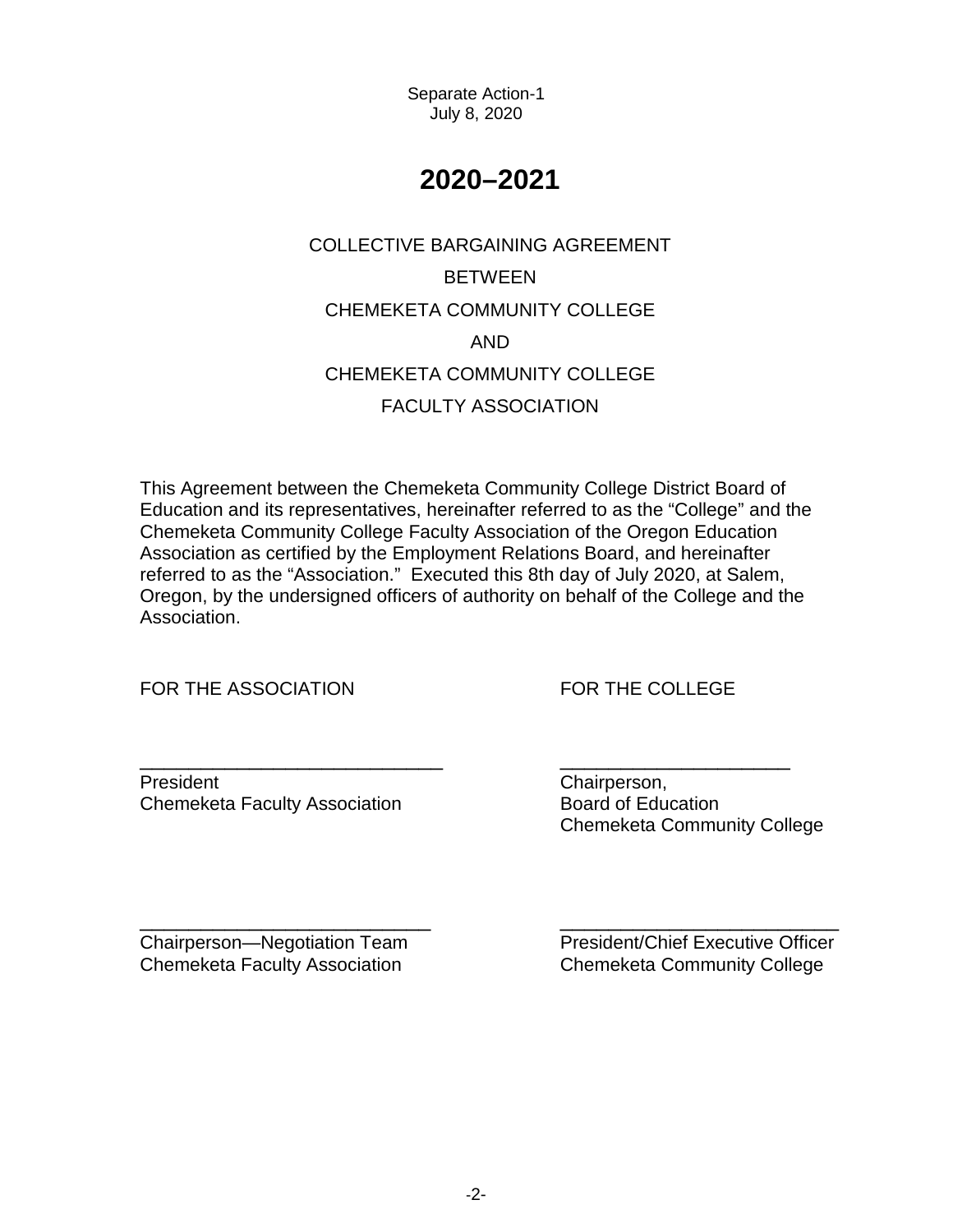Separate Action-1
July 8, 2020

# 2020–2021

COLLECTIVE BARGAINING AGREEMENT

BETWEEN

CHEMEKETA COMMUNITY COLLEGE

AND

CHEMEKETA COMMUNITY COLLEGE

FACULTY ASSOCIATION

This Agreement between the Chemeketa Community College District Board of Education and its representatives, hereinafter referred to as the "College" and the Chemeketa Community College Faculty Association of the Oregon Education Association as certified by the Employment Relations Board, and hereinafter referred to as the "Association." Executed this 8th day of July 2020, at Salem, Oregon, by the undersigned officers of authority on behalf of the College and the Association.

FOR THE ASSOCIATION

_____________________________
President
Chemeketa Faculty Association

_____________________________
Chairperson—Negotiation Team
Chemeketa Faculty Association

FOR THE COLLEGE

_____________________________
Chairperson,
Board of Education
Chemeketa Community College

_____________________________
President/Chief Executive Officer
Chemeketa Community College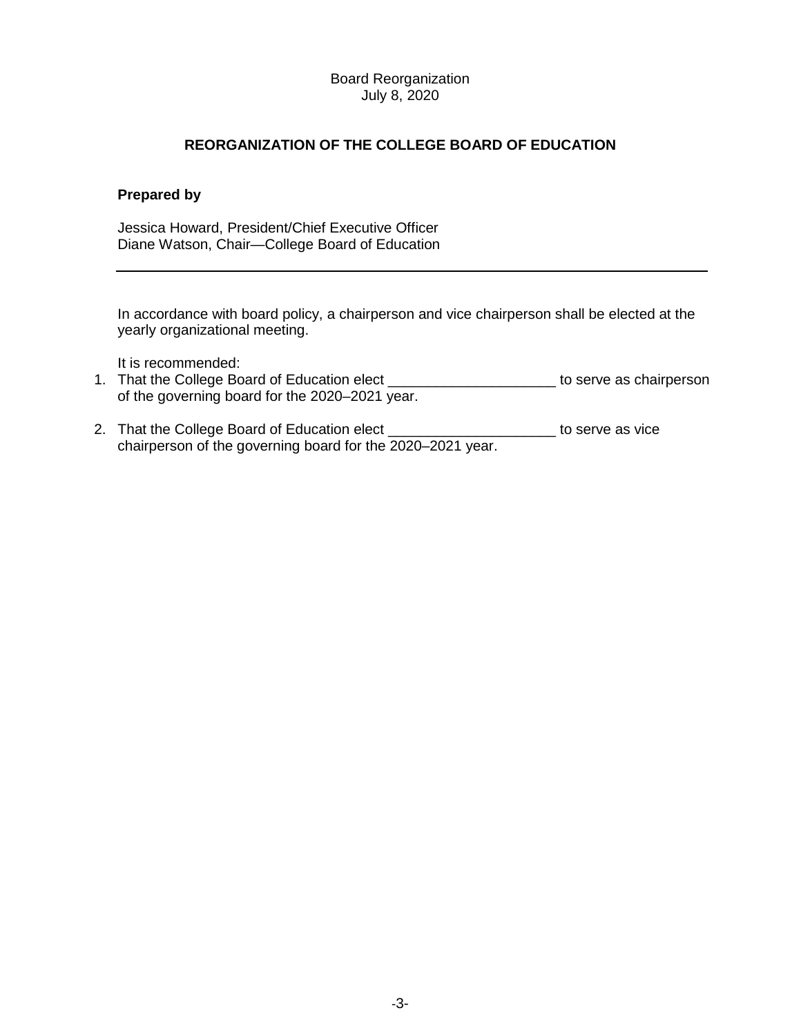Board Reorganization
July 8, 2020

## REORGANIZATION OF THE COLLEGE BOARD OF EDUCATION

**Prepared by**

Jessica Howard, President/Chief Executive Officer
Diane Watson, Chair—College Board of Education

---

In accordance with board policy, a chairperson and vice chairperson shall be elected at the yearly organizational meeting.

It is recommended:

1. That the College Board of Education elect _____________________ to serve as chairperson of the governing board for the 2020–2021 year.
2. That the College Board of Education elect _____________________ to serve as vice chairperson of the governing board for the 2020–2021 year.